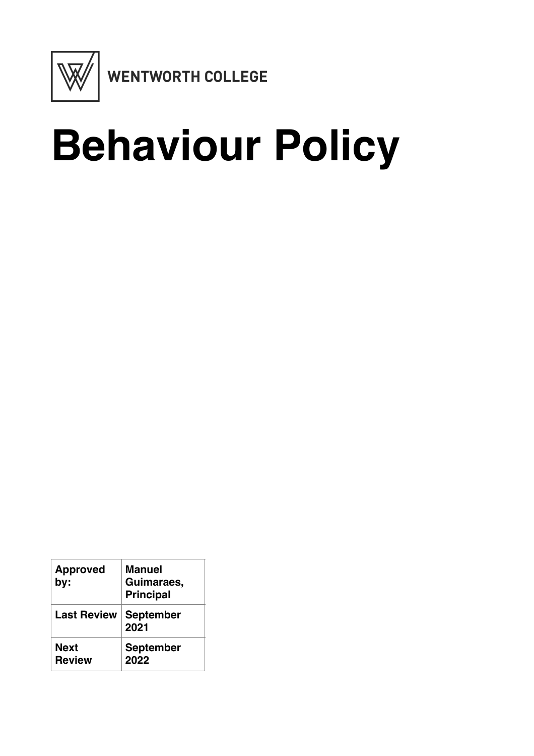WENTWORTH COLLEGE

# Behaviour Policy

| | |
|---|---|
| **Approved by:** | **Manuel Guimaraes, Principal** |
| **Last Review** | **September 2021** |
| **Next Review** | **September 2022** |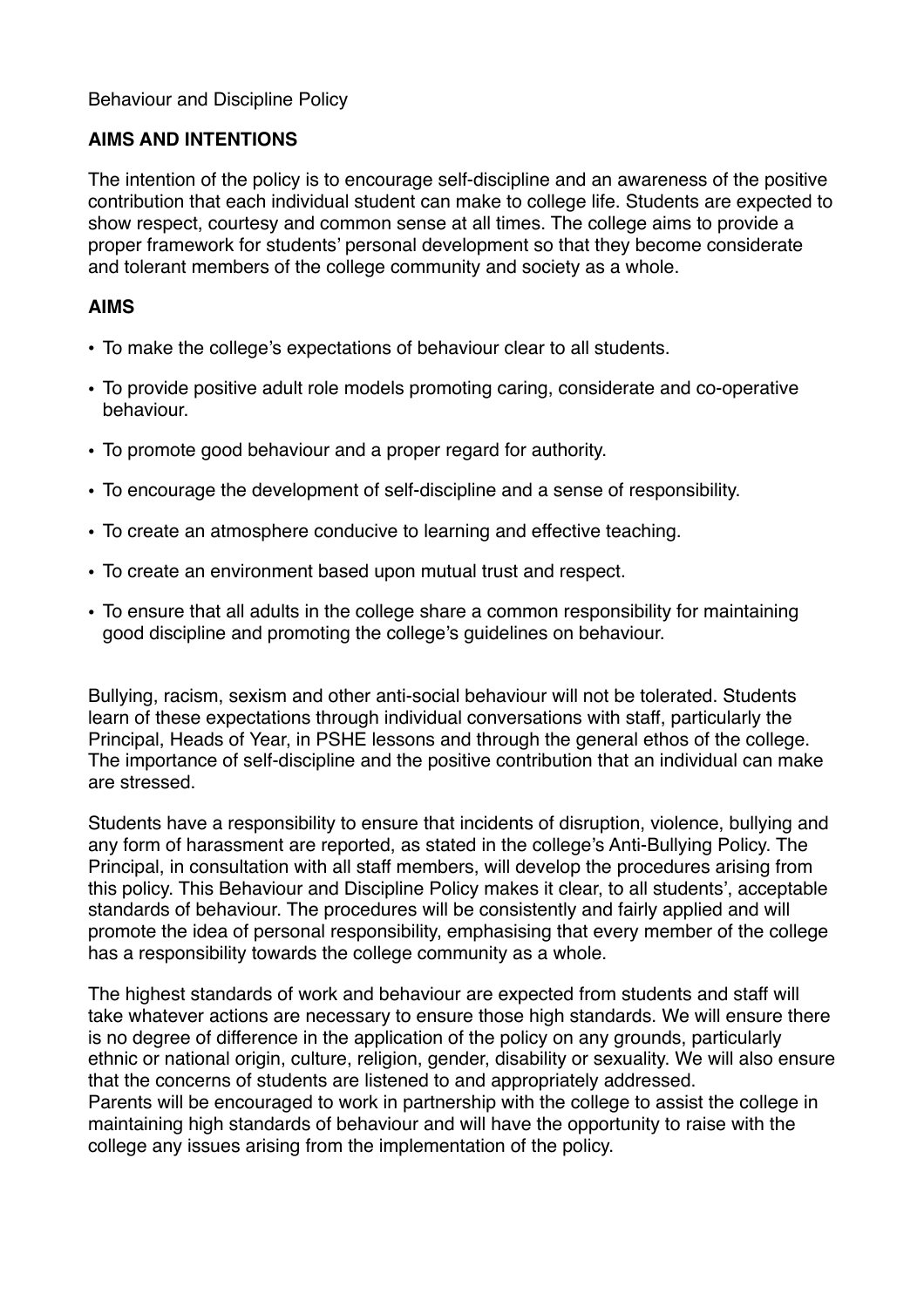Behaviour and Discipline Policy

**AIMS AND INTENTIONS**

The intention of the policy is to encourage self-discipline and an awareness of the positive contribution that each individual student can make to college life. Students are expected to show respect, courtesy and common sense at all times. The college aims to provide a proper framework for students' personal development so that they become considerate and tolerant members of the college community and society as a whole.

**AIMS**

- To make the college's expectations of behaviour clear to all students.
- To provide positive adult role models promoting caring, considerate and co-operative behaviour.
- To promote good behaviour and a proper regard for authority.
- To encourage the development of self-discipline and a sense of responsibility.
- To create an atmosphere conducive to learning and effective teaching.
- To create an environment based upon mutual trust and respect.
- To ensure that all adults in the college share a common responsibility for maintaining good discipline and promoting the college's guidelines on behaviour.

Bullying, racism, sexism and other anti-social behaviour will not be tolerated. Students learn of these expectations through individual conversations with staff, particularly the Principal, Heads of Year, in PSHE lessons and through the general ethos of the college. The importance of self-discipline and the positive contribution that an individual can make are stressed.

Students have a responsibility to ensure that incidents of disruption, violence, bullying and any form of harassment are reported, as stated in the college's Anti-Bullying Policy. The Principal, in consultation with all staff members, will develop the procedures arising from this policy. This Behaviour and Discipline Policy makes it clear, to all students', acceptable standards of behaviour. The procedures will be consistently and fairly applied and will promote the idea of personal responsibility, emphasising that every member of the college has a responsibility towards the college community as a whole.

The highest standards of work and behaviour are expected from students and staff will take whatever actions are necessary to ensure those high standards. We will ensure there is no degree of difference in the application of the policy on any grounds, particularly ethnic or national origin, culture, religion, gender, disability or sexuality. We will also ensure that the concerns of students are listened to and appropriately addressed.
Parents will be encouraged to work in partnership with the college to assist the college in maintaining high standards of behaviour and will have the opportunity to raise with the college any issues arising from the implementation of the policy.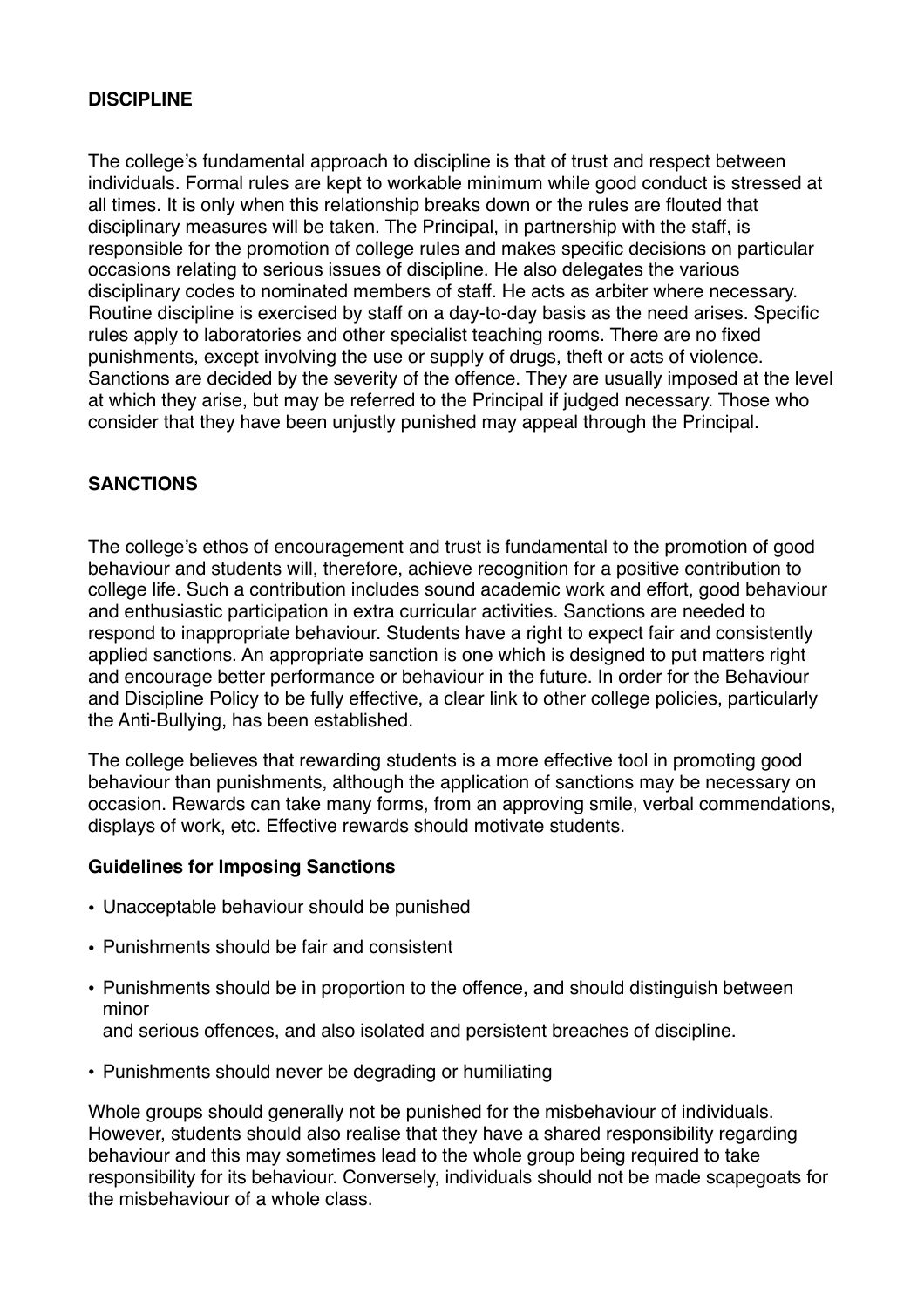## DISCIPLINE

The college's fundamental approach to discipline is that of trust and respect between individuals. Formal rules are kept to workable minimum while good conduct is stressed at all times. It is only when this relationship breaks down or the rules are flouted that disciplinary measures will be taken. The Principal, in partnership with the staff, is responsible for the promotion of college rules and makes specific decisions on particular occasions relating to serious issues of discipline. He also delegates the various disciplinary codes to nominated members of staff. He acts as arbiter where necessary. Routine discipline is exercised by staff on a day-to-day basis as the need arises. Specific rules apply to laboratories and other specialist teaching rooms. There are no fixed punishments, except involving the use or supply of drugs, theft or acts of violence. Sanctions are decided by the severity of the offence. They are usually imposed at the level at which they arise, but may be referred to the Principal if judged necessary. Those who consider that they have been unjustly punished may appeal through the Principal.

## SANCTIONS

The college's ethos of encouragement and trust is fundamental to the promotion of good behaviour and students will, therefore, achieve recognition for a positive contribution to college life. Such a contribution includes sound academic work and effort, good behaviour and enthusiastic participation in extra curricular activities. Sanctions are needed to respond to inappropriate behaviour. Students have a right to expect fair and consistently applied sanctions. An appropriate sanction is one which is designed to put matters right and encourage better performance or behaviour in the future. In order for the Behaviour and Discipline Policy to be fully effective, a clear link to other college policies, particularly the Anti-Bullying, has been established.

The college believes that rewarding students is a more effective tool in promoting good behaviour than punishments, although the application of sanctions may be necessary on occasion. Rewards can take many forms, from an approving smile, verbal commendations, displays of work, etc. Effective rewards should motivate students.

### Guidelines for Imposing Sanctions

- Unacceptable behaviour should be punished
- Punishments should be fair and consistent
- Punishments should be in proportion to the offence, and should distinguish between minor and serious offences, and also isolated and persistent breaches of discipline.
- Punishments should never be degrading or humiliating

Whole groups should generally not be punished for the misbehaviour of individuals. However, students should also realise that they have a shared responsibility regarding behaviour and this may sometimes lead to the whole group being required to take responsibility for its behaviour. Conversely, individuals should not be made scapegoats for the misbehaviour of a whole class.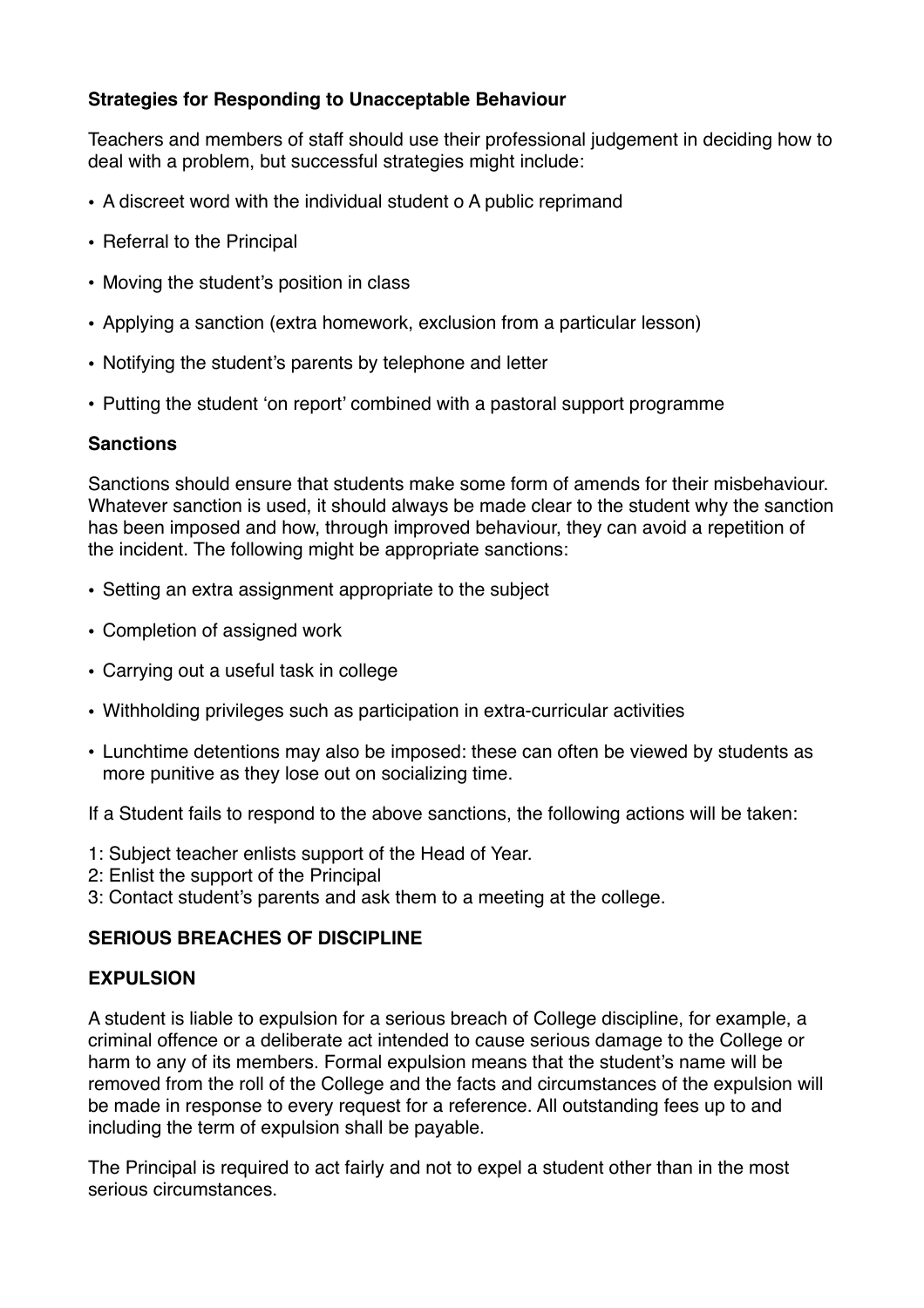**Strategies for Responding to Unacceptable Behaviour**

Teachers and members of staff should use their professional judgement in deciding how to deal with a problem, but successful strategies might include:

- A discreet word with the individual student o A public reprimand
- Referral to the Principal
- Moving the student's position in class
- Applying a sanction (extra homework, exclusion from a particular lesson)
- Notifying the student's parents by telephone and letter
- Putting the student 'on report' combined with a pastoral support programme

**Sanctions**

Sanctions should ensure that students make some form of amends for their misbehaviour. Whatever sanction is used, it should always be made clear to the student why the sanction has been imposed and how, through improved behaviour, they can avoid a repetition of the incident. The following might be appropriate sanctions:

- Setting an extra assignment appropriate to the subject
- Completion of assigned work
- Carrying out a useful task in college
- Withholding privileges such as participation in extra-curricular activities
- Lunchtime detentions may also be imposed: these can often be viewed by students as more punitive as they lose out on socializing time.

If a Student fails to respond to the above sanctions, the following actions will be taken:

1: Subject teacher enlists support of the Head of Year.
2: Enlist the support of the Principal
3: Contact student's parents and ask them to a meeting at the college.

**SERIOUS BREACHES OF DISCIPLINE**

**EXPULSION**

A student is liable to expulsion for a serious breach of College discipline, for example, a criminal offence or a deliberate act intended to cause serious damage to the College or harm to any of its members. Formal expulsion means that the student's name will be removed from the roll of the College and the facts and circumstances of the expulsion will be made in response to every request for a reference. All outstanding fees up to and including the term of expulsion shall be payable.

The Principal is required to act fairly and not to expel a student other than in the most serious circumstances.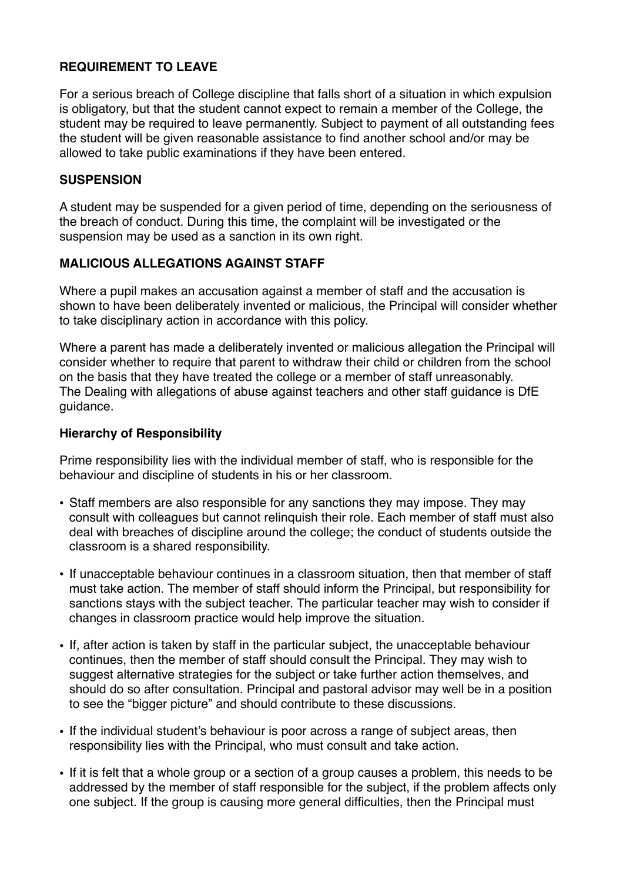**REQUIREMENT TO LEAVE**

For a serious breach of College discipline that falls short of a situation in which expulsion is obligatory, but that the student cannot expect to remain a member of the College, the student may be required to leave permanently. Subject to payment of all outstanding fees the student will be given reasonable assistance to find another school and/or may be allowed to take public examinations if they have been entered.

**SUSPENSION**

A student may be suspended for a given period of time, depending on the seriousness of the breach of conduct. During this time, the complaint will be investigated or the suspension may be used as a sanction in its own right.

**MALICIOUS ALLEGATIONS AGAINST STAFF**

Where a pupil makes an accusation against a member of staff and the accusation is shown to have been deliberately invented or malicious, the Principal will consider whether to take disciplinary action in accordance with this policy.

Where a parent has made a deliberately invented or malicious allegation the Principal will consider whether to require that parent to withdraw their child or children from the school on the basis that they have treated the college or a member of staff unreasonably.
The Dealing with allegations of abuse against teachers and other staff guidance is DfE guidance.

**Hierarchy of Responsibility**

Prime responsibility lies with the individual member of staff, who is responsible for the behaviour and discipline of students in his or her classroom.

- Staff members are also responsible for any sanctions they may impose. They may consult with colleagues but cannot relinquish their role. Each member of staff must also deal with breaches of discipline around the college; the conduct of students outside the classroom is a shared responsibility.
- If unacceptable behaviour continues in a classroom situation, then that member of staff must take action. The member of staff should inform the Principal, but responsibility for sanctions stays with the subject teacher. The particular teacher may wish to consider if changes in classroom practice would help improve the situation.
- If, after action is taken by staff in the particular subject, the unacceptable behaviour continues, then the member of staff should consult the Principal. They may wish to suggest alternative strategies for the subject or take further action themselves, and should do so after consultation. Principal and pastoral advisor may well be in a position to see the "bigger picture" and should contribute to these discussions.
- If the individual student's behaviour is poor across a range of subject areas, then responsibility lies with the Principal, who must consult and take action.
- If it is felt that a whole group or a section of a group causes a problem, this needs to be addressed by the member of staff responsible for the subject, if the problem affects only one subject. If the group is causing more general difficulties, then the Principal must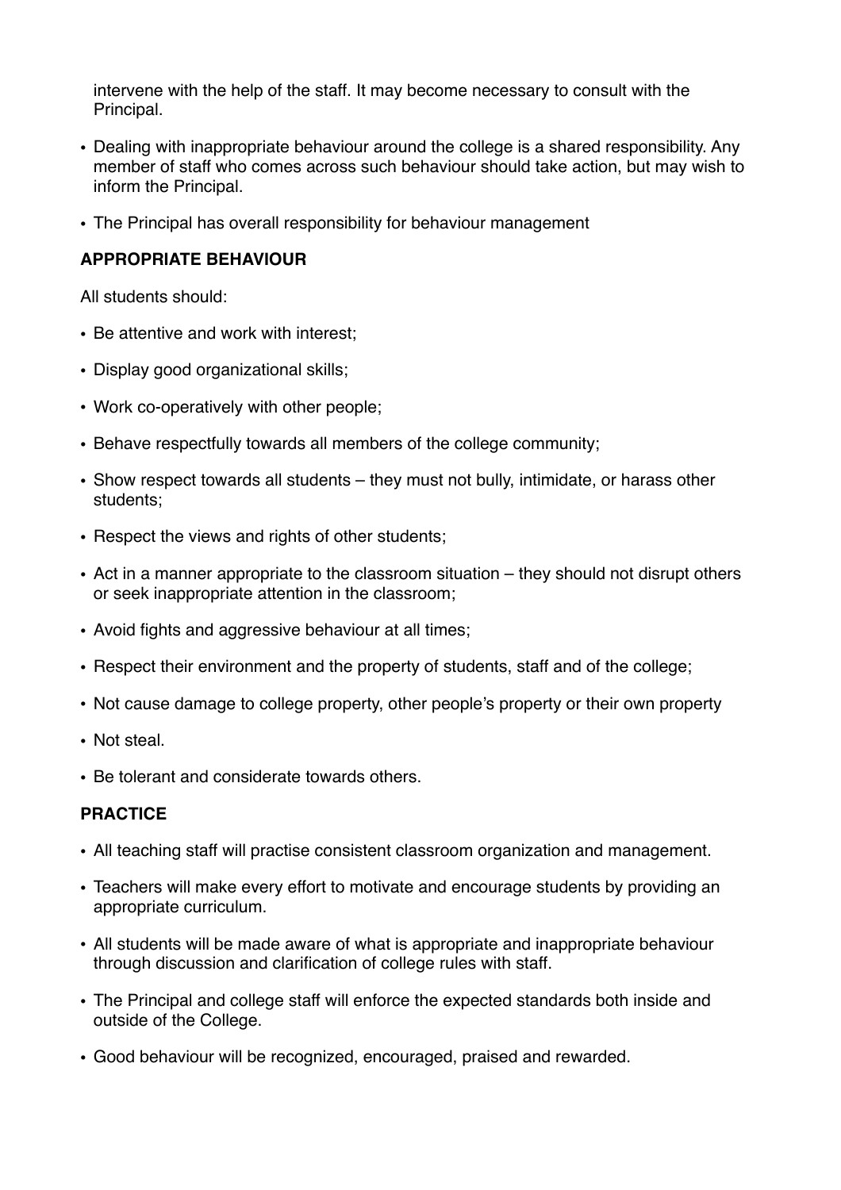intervene with the help of the staff. It may become necessary to consult with the Principal.

- Dealing with inappropriate behaviour around the college is a shared responsibility. Any member of staff who comes across such behaviour should take action, but may wish to inform the Principal.
- The Principal has overall responsibility for behaviour management

**APPROPRIATE BEHAVIOUR**

All students should:

- Be attentive and work with interest;
- Display good organizational skills;
- Work co-operatively with other people;
- Behave respectfully towards all members of the college community;
- Show respect towards all students – they must not bully, intimidate, or harass other students;
- Respect the views and rights of other students;
- Act in a manner appropriate to the classroom situation – they should not disrupt others or seek inappropriate attention in the classroom;
- Avoid fights and aggressive behaviour at all times;
- Respect their environment and the property of students, staff and of the college;
- Not cause damage to college property, other people's property or their own property
- Not steal.
- Be tolerant and considerate towards others.

**PRACTICE**

- All teaching staff will practise consistent classroom organization and management.
- Teachers will make every effort to motivate and encourage students by providing an appropriate curriculum.
- All students will be made aware of what is appropriate and inappropriate behaviour through discussion and clarification of college rules with staff.
- The Principal and college staff will enforce the expected standards both inside and outside of the College.
- Good behaviour will be recognized, encouraged, praised and rewarded.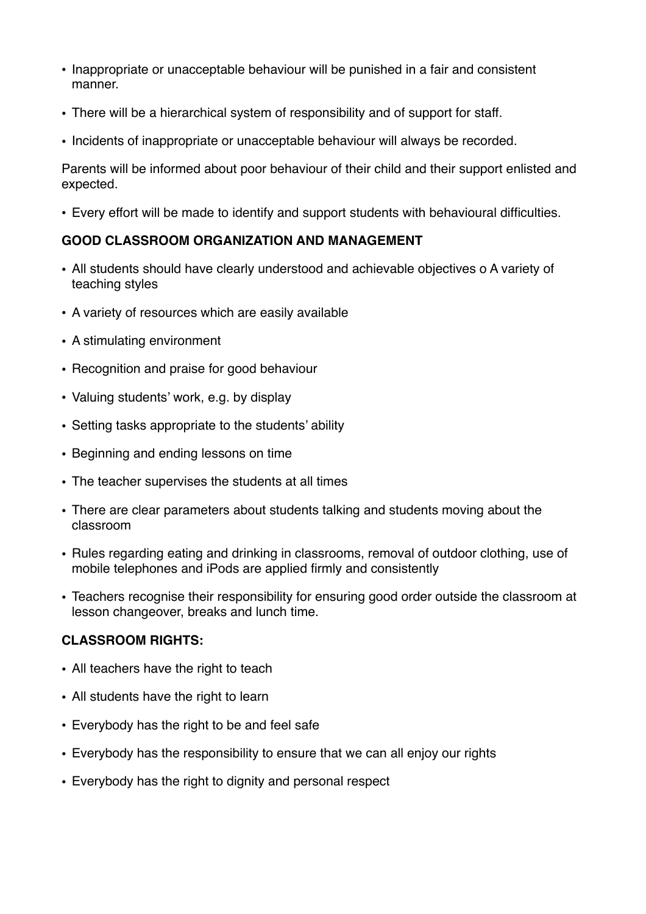- Inappropriate or unacceptable behaviour will be punished in a fair and consistent manner.
- There will be a hierarchical system of responsibility and of support for staff.
- Incidents of inappropriate or unacceptable behaviour will always be recorded.

Parents will be informed about poor behaviour of their child and their support enlisted and expected.

- Every effort will be made to identify and support students with behavioural difficulties.

**GOOD CLASSROOM ORGANIZATION AND MANAGEMENT**

- All students should have clearly understood and achievable objectives o A variety of teaching styles
- A variety of resources which are easily available
- A stimulating environment
- Recognition and praise for good behaviour
- Valuing students' work, e.g. by display
- Setting tasks appropriate to the students' ability
- Beginning and ending lessons on time
- The teacher supervises the students at all times
- There are clear parameters about students talking and students moving about the classroom
- Rules regarding eating and drinking in classrooms, removal of outdoor clothing, use of mobile telephones and iPods are applied firmly and consistently
- Teachers recognise their responsibility for ensuring good order outside the classroom at lesson changeover, breaks and lunch time.

**CLASSROOM RIGHTS:**

- All teachers have the right to teach
- All students have the right to learn
- Everybody has the right to be and feel safe
- Everybody has the responsibility to ensure that we can all enjoy our rights
- Everybody has the right to dignity and personal respect